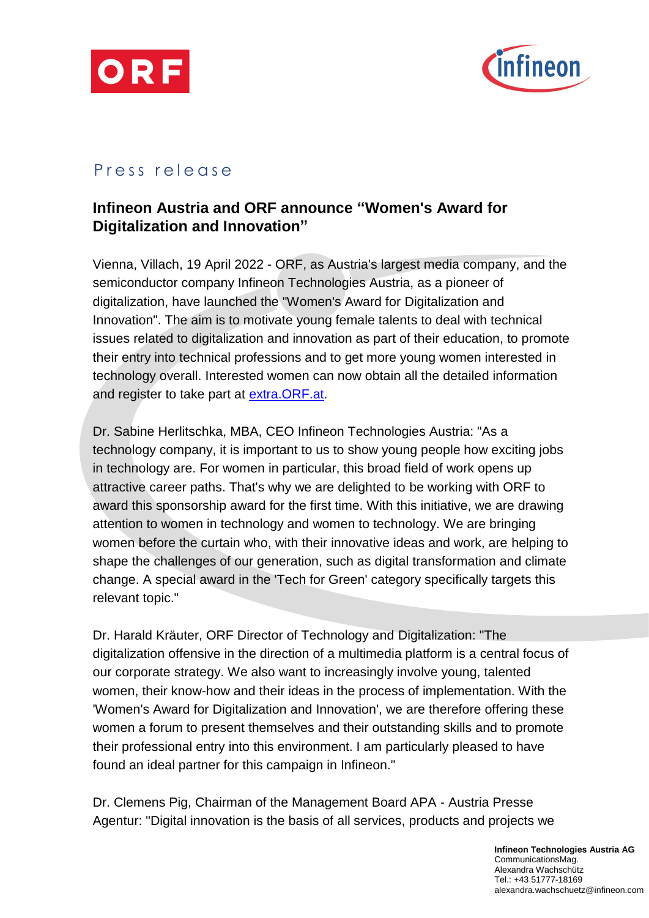Press release

## Infineon Austria and ORF announce “Women's Award for Digitalization and Innovation”

Vienna, Villach, 19 April 2022 - ORF, as Austria's largest media company, and the semiconductor company Infineon Technologies Austria, as a pioneer of digitalization, have launched the "Women's Award for Digitalization and Innovation". The aim is to motivate young female talents to deal with technical issues related to digitalization and innovation as part of their education, to promote their entry into technical professions and to get more young women interested in technology overall. Interested women can now obtain all the detailed information and register to take part at [extra.ORF.at](extra.ORF.at).

Dr. Sabine Herlitschka, MBA, CEO Infineon Technologies Austria: "As a technology company, it is important to us to show young people how exciting jobs in technology are. For women in particular, this broad field of work opens up attractive career paths. That's why we are delighted to be working with ORF to award this sponsorship award for the first time. With this initiative, we are drawing attention to women in technology and women to technology. We are bringing women before the curtain who, with their innovative ideas and work, are helping to shape the challenges of our generation, such as digital transformation and climate change. A special award in the 'Tech for Green' category specifically targets this relevant topic."

Dr. Harald Kräuter, ORF Director of Technology and Digitalization: "The digitalization offensive in the direction of a multimedia platform is a central focus of our corporate strategy. We also want to increasingly involve young, talented women, their know-how and their ideas in the process of implementation. With the 'Women's Award for Digitalization and Innovation', we are therefore offering these women a forum to present themselves and their outstanding skills and to promote their professional entry into this environment. I am particularly pleased to have found an ideal partner for this campaign in Infineon."

Dr. Clemens Pig, Chairman of the Management Board APA - Austria Presse Agentur: "Digital innovation is the basis of all services, products and projects we

**Infineon Technologies Austria AG**
CommunicationsMag.
Alexandra Wachschütz
Tel.: +43 51777-18169
alexandra.wachschuetz@infineon.com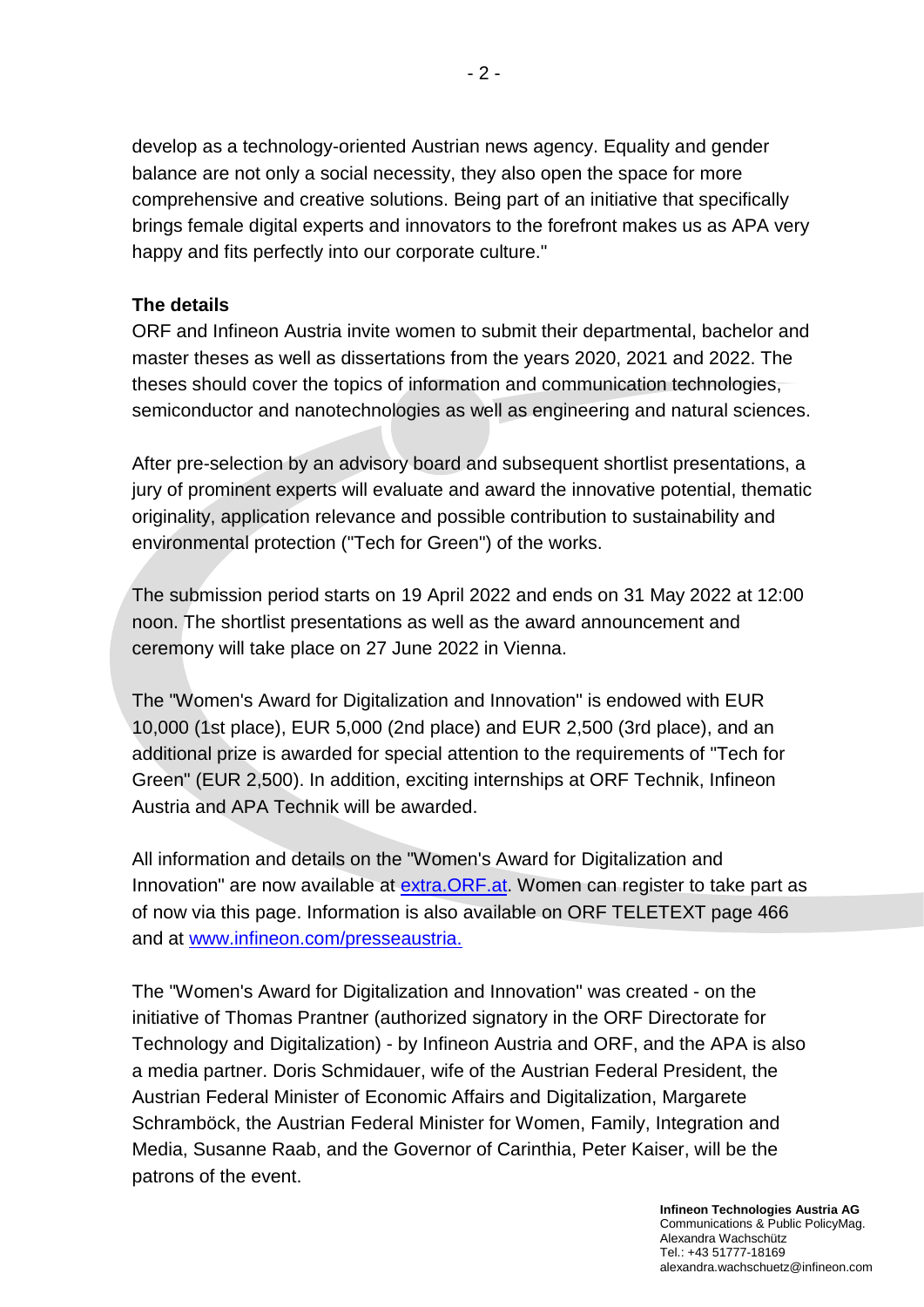develop as a technology-oriented Austrian news agency. Equality and gender balance are not only a social necessity, they also open the space for more comprehensive and creative solutions. Being part of an initiative that specifically brings female digital experts and innovators to the forefront makes us as APA very happy and fits perfectly into our corporate culture."

**The details**

ORF and Infineon Austria invite women to submit their departmental, bachelor and master theses as well as dissertations from the years 2020, 2021 and 2022. The theses should cover the topics of information and communication technologies, semiconductor and nanotechnologies as well as engineering and natural sciences.

After pre-selection by an advisory board and subsequent shortlist presentations, a jury of prominent experts will evaluate and award the innovative potential, thematic originality, application relevance and possible contribution to sustainability and environmental protection ("Tech for Green") of the works.

The submission period starts on 19 April 2022 and ends on 31 May 2022 at 12:00 noon. The shortlist presentations as well as the award announcement and ceremony will take place on 27 June 2022 in Vienna.

The "Women's Award for Digitalization and Innovation" is endowed with EUR 10,000 (1st place), EUR 5,000 (2nd place) and EUR 2,500 (3rd place), and an additional prize is awarded for special attention to the requirements of "Tech for Green" (EUR 2,500). In addition, exciting internships at ORF Technik, Infineon Austria and APA Technik will be awarded.

All information and details on the "Women's Award for Digitalization and Innovation" are now available at [extra.ORF.at](extra.ORF.at). Women can register to take part as of now via this page. Information is also available on ORF TELETEXT page 466 and at [www.infineon.com/presseaustria.](www.infineon.com/presseaustria)

The "Women's Award for Digitalization and Innovation" was created - on the initiative of Thomas Prantner (authorized signatory in the ORF Directorate for Technology and Digitalization) - by Infineon Austria and ORF, and the APA is also a media partner. Doris Schmidauer, wife of the Austrian Federal President, the Austrian Federal Minister of Economic Affairs and Digitalization, Margarete Schramböck, the Austrian Federal Minister for Women, Family, Integration and Media, Susanne Raab, and the Governor of Carinthia, Peter Kaiser, will be the patrons of the event.

**Infineon Technologies Austria AG**
Communications & Public PolicyMag. Alexandra Wachschütz
Tel.: +43 51777-18169
alexandra.wachschuetz@infineon.com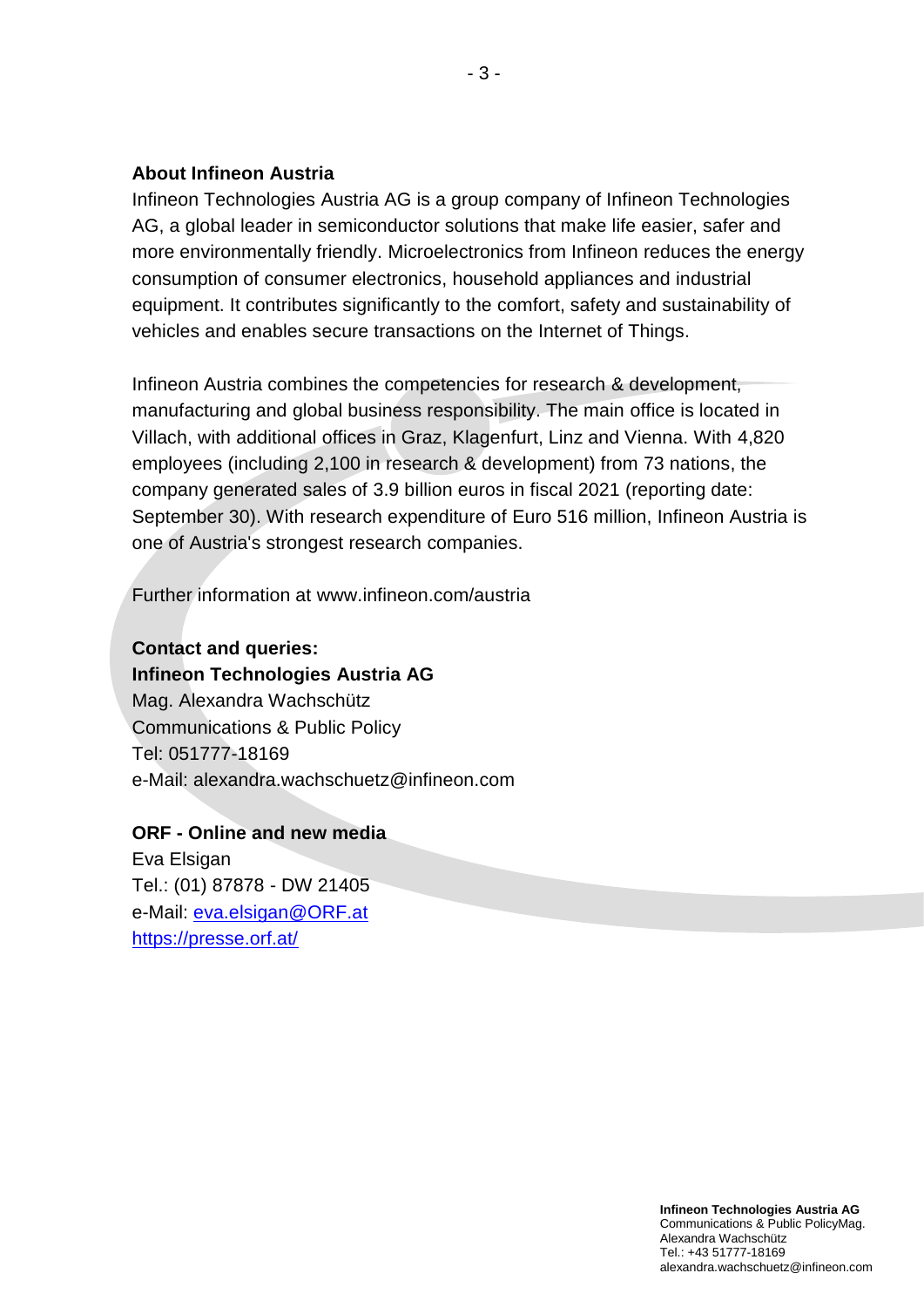**About Infineon Austria**

Infineon Technologies Austria AG is a group company of Infineon Technologies AG, a global leader in semiconductor solutions that make life easier, safer and more environmentally friendly. Microelectronics from Infineon reduces the energy consumption of consumer electronics, household appliances and industrial equipment. It contributes significantly to the comfort, safety and sustainability of vehicles and enables secure transactions on the Internet of Things.

Infineon Austria combines the competencies for research & development, manufacturing and global business responsibility. The main office is located in Villach, with additional offices in Graz, Klagenfurt, Linz and Vienna. With 4,820 employees (including 2,100 in research & development) from 73 nations, the company generated sales of 3.9 billion euros in fiscal 2021 (reporting date: September 30). With research expenditure of Euro 516 million, Infineon Austria is one of Austria's strongest research companies.

Further information at www.infineon.com/austria

**Contact and queries:**
**Infineon Technologies Austria AG**
Mag. Alexandra Wachschütz
Communications & Public Policy
Tel: 051777-18169
e-Mail: alexandra.wachschuetz@infineon.com

**ORF - Online and new media**
Eva Elsigan
Tel.: (01) 87878 - DW 21405
e-Mail: eva.elsigan@ORF.at
https://presse.orf.at/